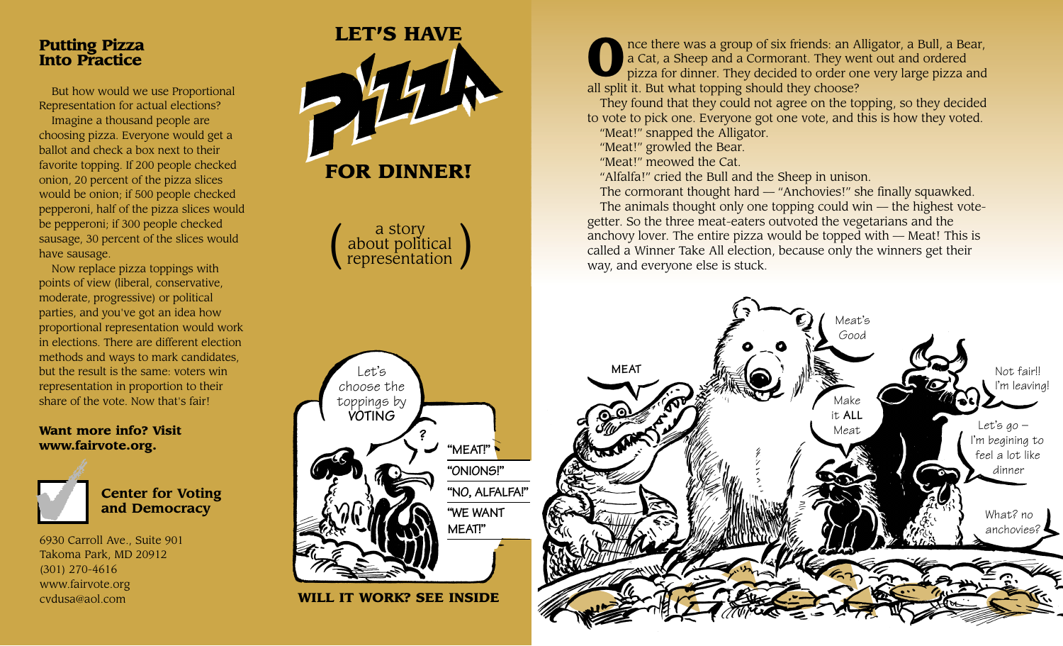## Putting Pizza Into Practice

But how would we use Proportional Representation for actual elections?

Imagine a thousand people are choosing pizza. Everyone would get a ballot and check a box next to their favorite topping. If 200 people checked onion, 20 percent of the pizza slices would be onion; if 500 people checked pepperoni, half of the pizza slices would be pepperoni; if 300 people checked sausage, 30 percent of the slices would have sausage.

Now replace pizza toppings with points of view (liberal, conservative, moderate, progressive) or political parties, and you've got an idea how proportional representation would work in elections. There are different election methods and ways to mark candidates, but the result is the same: voters win representation in proportion to their share of the vote. Now that's fair!

**Want more info? Visit www.fairvote.org.**

**Center for Voting and Democracy**

6930 Carroll Ave., Suite 901
Takoma Park, MD 20912
(301) 270-4616
www.fairvote.org
cvdusa@aol.com

# LET'S HAVE PIZZA FOR DINNER!

(a story about political representation)

**WILL IT WORK? SEE INSIDE**

Once there was a group of six friends: an Alligator, a Bull, a Bear, a Cat, a Sheep and a Cormorant. They went out and ordered pizza for dinner. They decided to order one very large pizza and all split it. But what topping should they choose?

They found that they could not agree on the topping, so they decided to vote to pick one. Everyone got one vote, and this is how they voted.

"Meat!" snapped the Alligator.

"Meat!" growled the Bear.

"Meat!" meowed the Cat.

"Alfalfa!" cried the Bull and the Sheep in unison.

The cormorant thought hard — "Anchovies!" she finally squawked.

The animals thought only one topping could win — the highest vote-getter. So the three meat-eaters outvoted the vegetarians and the anchovy lover. The entire pizza would be topped with — Meat! This is called a Winner Take All election, because only the winners get their way, and everyone else is stuck.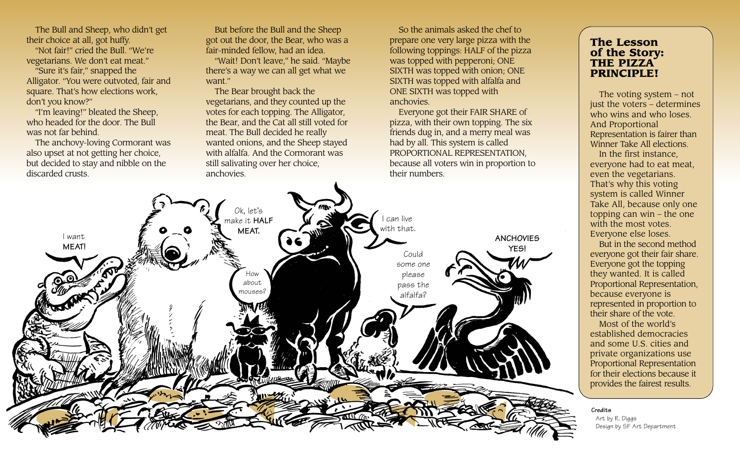The Bull and Sheep, who didn't get their choice at all, got huffy.

"Not fair!" cried the Bull. "We're vegetarians. We don't eat meat."

"Sure it's fair," snapped the Alligator. "You were outvoted, fair and square. That's how elections work, don't you know?"

"I'm leaving!" bleated the Sheep, who headed for the door. The Bull was not far behind.

The anchovy-loving Cormorant was also upset at not getting her choice, but decided to stay and nibble on the discarded crusts.

But before the Bull and the Sheep got out the door, the Bear, who was a fair-minded fellow, had an idea.

"Wait! Don't leave," he said. "Maybe there's a way we can all get what we want."

The Bear brought back the vegetarians, and they counted up the votes for each topping. The Alligator, the Bear, and the Cat all still voted for meat. The Bull decided he really wanted onions, and the Sheep stayed with alfalfa. And the Cormorant was still salivating over her choice, anchovies.

So the animals asked the chef to prepare one very large pizza with the following toppings: HALF of the pizza was topped with pepperoni; ONE SIXTH was topped with onion; ONE SIXTH was topped with alfalfa and ONE SIXTH was topped with anchovies.

Everyone got their FAIR SHARE of pizza, with their own topping. The six friends dug in, and a merry meal was had by all. This system is called PROPORTIONAL REPRESENTATION, because all voters win in proportion to their numbers.

I want **MEAT!**

Ok, let's make it **HALF MEAT.**

How about mouses?

I can live with that.

Could some one please pass the alfalfa?

**ANCHOVIES YES!**

## The Lesson of the Story: THE PIZZA PRINCIPLE!

The voting system – not just the voters – determines who wins and who loses. And Proportional Representation is fairer than Winner Take All elections.

In the first instance, everyone had to eat meat, even the vegetarians. That's why this voting system is called Winner Take All, because only one topping can win – the one with the most votes. Everyone else loses.

But in the second method everyone got their fair share. Everyone got the topping they wanted. It is called Proportional Representation, because everyone is represented in proportion to their share of the vote.

Most of the world's established democracies and some U.S. cities and private organizations use Proportional Representation for their elections because it provides the fairest results.

**Credits**
Art by R. Diggs
Design by SF Art Department